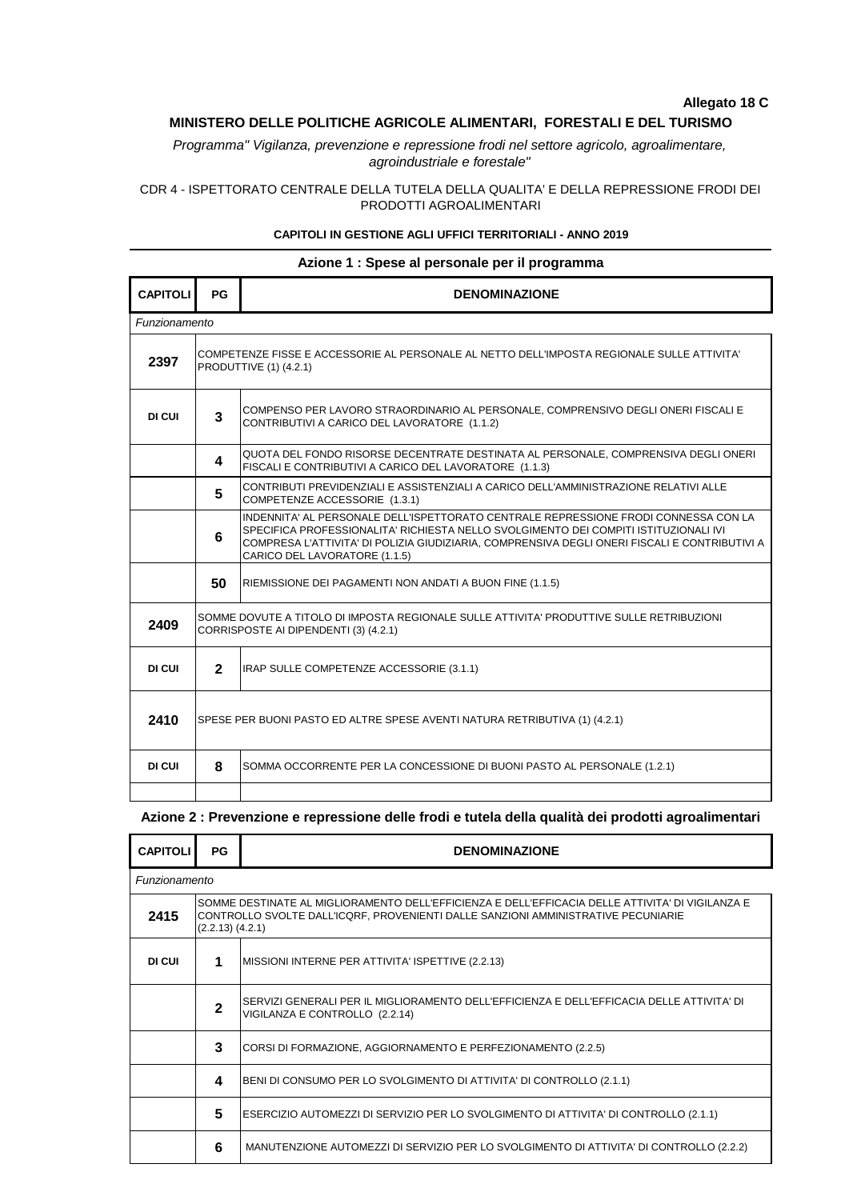**Allegato 18 C**

**MINISTERO DELLE POLITICHE AGRICOLE ALIMENTARI, FORESTALI E DEL TURISMO**

*Programma" Vigilanza, prevenzione e repressione frodi nel settore agricolo, agroalimentare, agroindustriale e forestale"*

CDR 4 - ISPETTORATO CENTRALE DELLA TUTELA DELLA QUALITA' E DELLA REPRESSIONE FRODI DEI PRODOTTI AGROALIMENTARI

**CAPITOLI IN GESTIONE AGLI UFFICI TERRITORIALI - ANNO 2019**

**Azione 1 : Spese al personale per il programma**

| CAPITOLI | PG | DENOMINAZIONE |
|---|---|---|
| *Funzionamento* | | |
| **2397** | | COMPETENZE FISSE E ACCESSORIE AL PERSONALE AL NETTO DELL'IMPOSTA REGIONALE SULLE ATTIVITA' PRODUTTIVE (1) (4.2.1) |
| **DI CUI** | **3** | COMPENSO PER LAVORO STRAORDINARIO AL PERSONALE, COMPRENSIVO DEGLI ONERI FISCALI E CONTRIBUTIVI A CARICO DEL LAVORATORE (1.1.2) |
| | **4** | QUOTA DEL FONDO RISORSE DECENTRATE DESTINATA AL PERSONALE, COMPRENSIVA DEGLI ONERI FISCALI E CONTRIBUTIVI A CARICO DEL LAVORATORE (1.1.3) |
| | **5** | CONTRIBUTI PREVIDENZIALI E ASSISTENZIALI A CARICO DELL'AMMINISTRAZIONE RELATIVI ALLE COMPETENZE ACCESSORIE (1.3.1) |
| | **6** | INDENNITA' AL PERSONALE DELL'ISPETTORATO CENTRALE REPRESSIONE FRODI CONNESSA CON LA SPECIFICA PROFESSIONALITA' RICHIESTA NELLO SVOLGIMENTO DEI COMPITI ISTITUZIONALI IVI COMPRESA L'ATTIVITA' DI POLIZIA GIUDIZIARIA, COMPRENSIVA DEGLI ONERI FISCALI E CONTRIBUTIVI A CARICO DEL LAVORATORE (1.1.5) |
| | **50** | RIEMISSIONE DEI PAGAMENTI NON ANDATI A BUON FINE (1.1.5) |
| **2409** | | SOMME DOVUTE A TITOLO DI IMPOSTA REGIONALE SULLE ATTIVITA' PRODUTTIVE SULLE RETRIBUZIONI CORRISPOSTE AI DIPENDENTI (3) (4.2.1) |
| **DI CUI** | **2** | IRAP SULLE COMPETENZE ACCESSORIE (3.1.1) |
| **2410** | | SPESE PER BUONI PASTO ED ALTRE SPESE AVENTI NATURA RETRIBUTIVA (1) (4.2.1) |
| **DI CUI** | **8** | SOMMA OCCORRENTE PER LA CONCESSIONE DI BUONI PASTO AL PERSONALE (1.2.1) |
| | | |

**Azione 2 : Prevenzione e repressione delle frodi e tutela della qualità dei prodotti agroalimentari**

| CAPITOLI | PG | DENOMINAZIONE |
|---|---|---|
| *Funzionamento* | | |
| **2415** | | SOMME DESTINATE AL MIGLIORAMENTO DELL'EFFICIENZA E DELL'EFFICACIA DELLE ATTIVITA' DI VIGILANZA E CONTROLLO SVOLTE DALL'ICQRF, PROVENIENTI DALLE SANZIONI AMMINISTRATIVE PECUNIARIE (2.2.13) (4.2.1) |
| **DI CUI** | **1** | MISSIONI INTERNE PER ATTIVITA' ISPETTIVE (2.2.13) |
| | **2** | SERVIZI GENERALI PER IL MIGLIORAMENTO DELL'EFFICIENZA E DELL'EFFICACIA DELLE ATTIVITA' DI VIGILANZA E CONTROLLO (2.2.14) |
| | **3** | CORSI DI FORMAZIONE, AGGIORNAMENTO E PERFEZIONAMENTO (2.2.5) |
| | **4** | BENI DI CONSUMO PER LO SVOLGIMENTO DI ATTIVITA' DI CONTROLLO (2.1.1) |
| | **5** | ESERCIZIO AUTOMEZZI DI SERVIZIO PER LO SVOLGIMENTO DI ATTIVITA' DI CONTROLLO (2.1.1) |
| | **6** | MANUTENZIONE AUTOMEZZI DI SERVIZIO PER LO SVOLGIMENTO DI ATTIVITA' DI CONTROLLO (2.2.2) |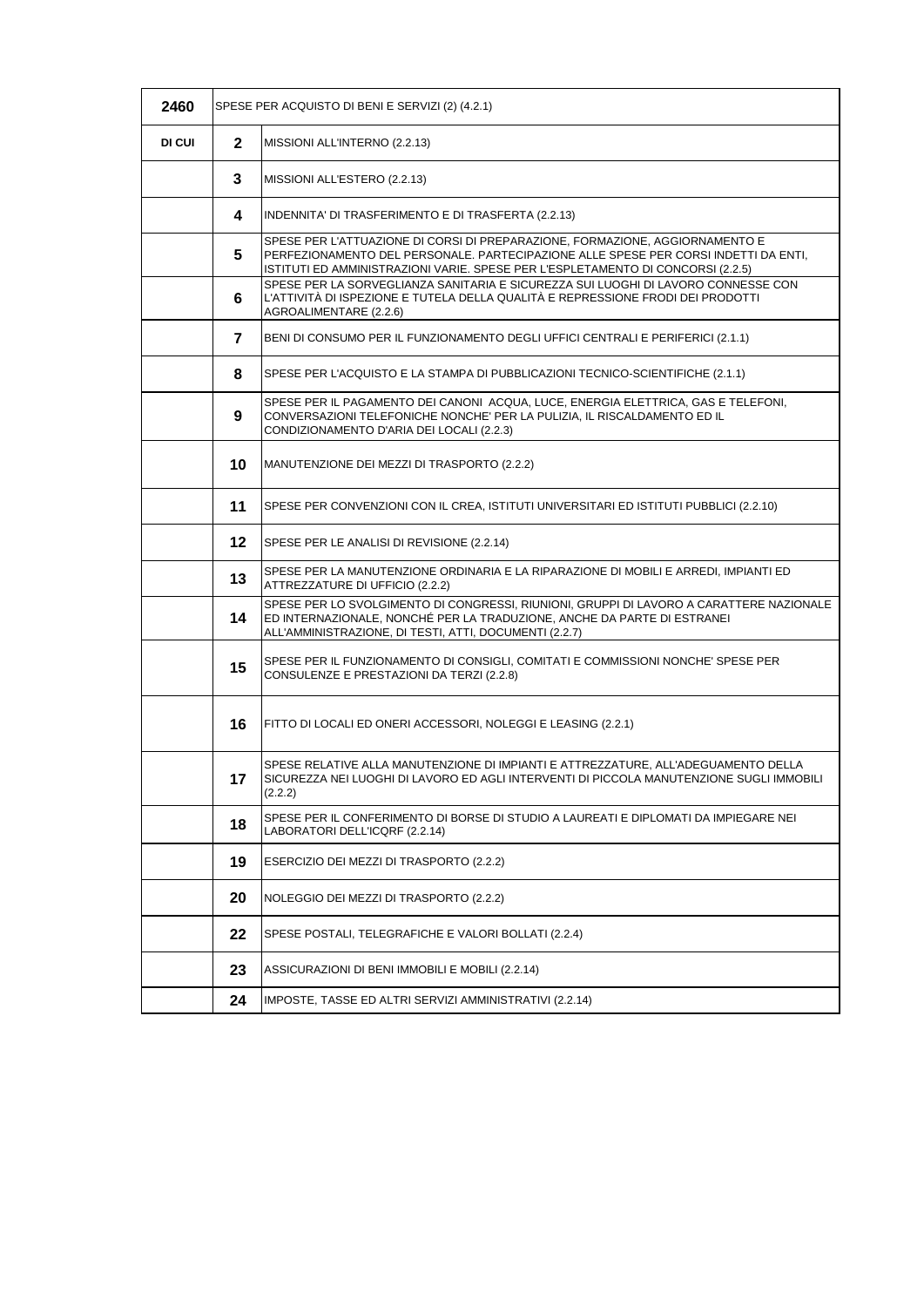| 2460 | | SPESE PER ACQUISTO DI BENI E SERVIZI (2) (4.2.1) |
|---|---|---|
| **DI CUI** | **2** | MISSIONI ALL'INTERNO (2.2.13) |
| | **3** | MISSIONI ALL'ESTERO (2.2.13) |
| | **4** | INDENNITA' DI TRASFERIMENTO E DI TRASFERTA (2.2.13) |
| | **5** | SPESE PER L'ATTUAZIONE DI CORSI DI PREPARAZIONE, FORMAZIONE, AGGIORNAMENTO E PERFEZIONAMENTO DEL PERSONALE. PARTECIPAZIONE ALLE SPESE PER CORSI INDETTI DA ENTI, ISTITUTI ED AMMINISTRAZIONI VARIE. SPESE PER L'ESPLETAMENTO DI CONCORSI (2.2.5) |
| | **6** | SPESE PER LA SORVEGLIANZA SANITARIA E SICUREZZA SUI LUOGHI DI LAVORO CONNESSE CON L'ATTIVITÀ DI ISPEZIONE E TUTELA DELLA QUALITÀ E REPRESSIONE FRODI DEI PRODOTTI AGROALIMENTARE (2.2.6) |
| | **7** | BENI DI CONSUMO PER IL FUNZIONAMENTO DEGLI UFFICI CENTRALI E PERIFERICI (2.1.1) |
| | **8** | SPESE PER L'ACQUISTO E LA STAMPA DI PUBBLICAZIONI TECNICO-SCIENTIFICHE (2.1.1) |
| | **9** | SPESE PER IL PAGAMENTO DEI CANONI ACQUA, LUCE, ENERGIA ELETTRICA, GAS E TELEFONI, CONVERSAZIONI TELEFONICHE NONCHE' PER LA PULIZIA, IL RISCALDAMENTO ED IL CONDIZIONAMENTO D'ARIA DEI LOCALI (2.2.3) |
| | **10** | MANUTENZIONE DEI MEZZI DI TRASPORTO (2.2.2) |
| | **11** | SPESE PER CONVENZIONI CON IL CREA, ISTITUTI UNIVERSITARI ED ISTITUTI PUBBLICI (2.2.10) |
| | **12** | SPESE PER LE ANALISI DI REVISIONE (2.2.14) |
| | **13** | SPESE PER LA MANUTENZIONE ORDINARIA E LA RIPARAZIONE DI MOBILI E ARREDI, IMPIANTI ED ATTREZZATURE DI UFFICIO (2.2.2) |
| | **14** | SPESE PER LO SVOLGIMENTO DI CONGRESSI, RIUNIONI, GRUPPI DI LAVORO A CARATTERE NAZIONALE ED INTERNAZIONALE, NONCHÉ PER LA TRADUZIONE, ANCHE DA PARTE DI ESTRANEI ALL'AMMINISTRAZIONE, DI TESTI, ATTI, DOCUMENTI (2.2.7) |
| | **15** | SPESE PER IL FUNZIONAMENTO DI CONSIGLI, COMITATI E COMMISSIONI NONCHE' SPESE PER CONSULENZE E PRESTAZIONI DA TERZI (2.2.8) |
| | **16** | FITTO DI LOCALI ED ONERI ACCESSORI, NOLEGGI E LEASING (2.2.1) |
| | **17** | SPESE RELATIVE ALLA MANUTENZIONE DI IMPIANTI E ATTREZZATURE, ALL'ADEGUAMENTO DELLA SICUREZZA NEI LUOGHI DI LAVORO ED AGLI INTERVENTI DI PICCOLA MANUTENZIONE SUGLI IMMOBILI (2.2.2) |
| | **18** | SPESE PER IL CONFERIMENTO DI BORSE DI STUDIO A LAUREATI E DIPLOMATI DA IMPIEGARE NEI LABORATORI DELL'ICQRF (2.2.14) |
| | **19** | ESERCIZIO DEI MEZZI DI TRASPORTO (2.2.2) |
| | **20** | NOLEGGIO DEI MEZZI DI TRASPORTO (2.2.2) |
| | **22** | SPESE POSTALI, TELEGRAFICHE E VALORI BOLLATI (2.2.4) |
| | **23** | ASSICURAZIONI DI BENI IMMOBILI E MOBILI (2.2.14) |
| | **24** | IMPOSTE, TASSE ED ALTRI SERVIZI AMMINISTRATIVI (2.2.14) |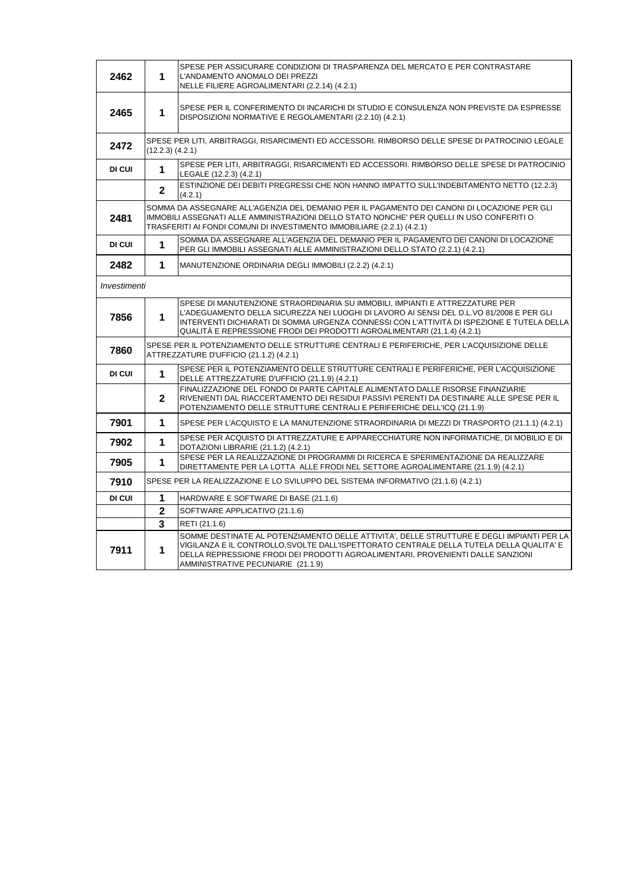| | | |
|---|---|---|
| **2462** | **1** | SPESE PER ASSICURARE CONDIZIONI DI TRASPARENZA DEL MERCATO E PER CONTRASTARE L'ANDAMENTO ANOMALO DEI PREZZI NELLE FILIERE AGROALIMENTARI (2.2.14) (4.2.1) |
| **2465** | **1** | SPESE PER IL CONFERIMENTO DI INCARICHI DI STUDIO E CONSULENZA NON PREVISTE DA ESPRESSE DISPOSIZIONI NORMATIVE E REGOLAMENTARI (2.2.10) (4.2.1) |
| **2472** | SPESE PER LITI, ARBITRAGGI, RISARCIMENTI ED ACCESSORI. RIMBORSO DELLE SPESE DI PATROCINIO LEGALE (12.2.3) (4.2.1) | |
| **DI CUI** | **1** | SPESE PER LITI, ARBITRAGGI, RISARCIMENTI ED ACCESSORI. RIMBORSO DELLE SPESE DI PATROCINIO LEGALE (12.2.3) (4.2.1) |
| | **2** | ESTINZIONE DEI DEBITI PREGRESSI CHE NON HANNO IMPATTO SULL'INDEBITAMENTO NETTO (12.2.3) (4.2.1) |
| **2481** | SOMMA DA ASSEGNARE ALL'AGENZIA DEL DEMANIO PER IL PAGAMENTO DEI CANONI DI LOCAZIONE PER GLI IMMOBILI ASSEGNATI ALLE AMMINISTRAZIONI DELLO STATO NONCHE' PER QUELLI IN USO CONFERITI O TRASFERITI AI FONDI COMUNI DI INVESTIMENTO IMMOBILIARE (2.2.1) (4.2.1) | |
| **DI CUI** | **1** | SOMMA DA ASSEGNARE ALL'AGENZIA DEL DEMANIO PER IL PAGAMENTO DEI CANONI DI LOCAZIONE PER GLI IMMOBILI ASSEGNATI ALLE AMMINISTRAZIONI DELLO STATO (2.2.1) (4.2.1) |
| **2482** | **1** | MANUTENZIONE ORDINARIA DEGLI IMMOBILI (2.2.2) (4.2.1) |
| *Investimenti* | | |
| **7856** | **1** | SPESE DI MANUTENZIONE STRAORDINARIA SU IMMOBILI, IMPIANTI E ATTREZZATURE PER L'ADEGUAMENTO DELLA SICUREZZA NEI LUOGHI DI LAVORO AI SENSI DEL D.L.VO 81/2008 E PER GLI INTERVENTI DICHIARATI DI SOMMA URGENZA CONNESSI CON L'ATTIVITÀ DI ISPEZIONE E TUTELA DELLA QUALITÀ E REPRESSIONE FRODI DEI PRODOTTI AGROALIMENTARI (21.1.4) (4.2.1) |
| **7860** | SPESE PER IL POTENZIAMENTO DELLE STRUTTURE CENTRALI E PERIFERICHE, PER L'ACQUISIZIONE DELLE ATTREZZATURE D'UFFICIO (21.1.2) (4.2.1) | |
| **DI CUI** | **1** | SPESE PER IL POTENZIAMENTO DELLE STRUTTURE CENTRALI E PERIFERICHE, PER L'ACQUISIZIONE DELLE ATTREZZATURE D'UFFICIO (21.1.9) (4.2.1) |
| | **2** | FINALIZZAZIONE DEL FONDO DI PARTE CAPITALE ALIMENTATO DALLE RISORSE FINANZIARIE RIVENIENTI DAL RIACCERTAMENTO DEI RESIDUI PASSIVI PERENTI DA DESTINARE ALLE SPESE PER IL POTENZIAMENTO DELLE STRUTTURE CENTRALI E PERIFERICHE DELL'ICQ (21.1.9) |
| **7901** | **1** | SPESE PER L'ACQUISTO E LA MANUTENZIONE STRAORDINARIA DI MEZZI DI TRASPORTO (21.1.1) (4.2.1) |
| **7902** | **1** | SPESE PER ACQUISTO DI ATTREZZATURE E APPARECCHIATURE NON INFORMATICHE, DI MOBILIO E DI DOTAZIONI LIBRARIE (21.1.2) (4.2.1) |
| **7905** | **1** | SPESE PER LA REALIZZAZIONE DI PROGRAMMI DI RICERCA E SPERIMENTAZIONE DA REALIZZARE DIRETTAMENTE PER LA LOTTA ALLE FRODI NEL SETTORE AGROALIMENTARE (21.1.9) (4.2.1) |
| **7910** | SPESE PER LA REALIZZAZIONE E LO SVILUPPO DEL SISTEMA INFORMATIVO (21.1.6) (4.2.1) | |
| **DI CUI** | **1** | HARDWARE E SOFTWARE DI BASE (21.1.6) |
| | **2** | SOFTWARE APPLICATIVO (21.1.6) |
| | **3** | RETI (21.1.6) |
| **7911** | **1** | SOMME DESTINATE AL POTENZIAMENTO DELLE ATTIVITA', DELLE STRUTTURE E DEGLI IMPIANTI PER LA VIGILANZA E IL CONTROLLO,SVOLTE DALL'ISPETTORATO CENTRALE DELLA TUTELA DELLA QUALITA' E DELLA REPRESSIONE FRODI DEI PRODOTTI AGROALIMENTARI, PROVENIENTI DALLE SANZIONI AMMINISTRATIVE PECUNIARIE (21.1.9) |